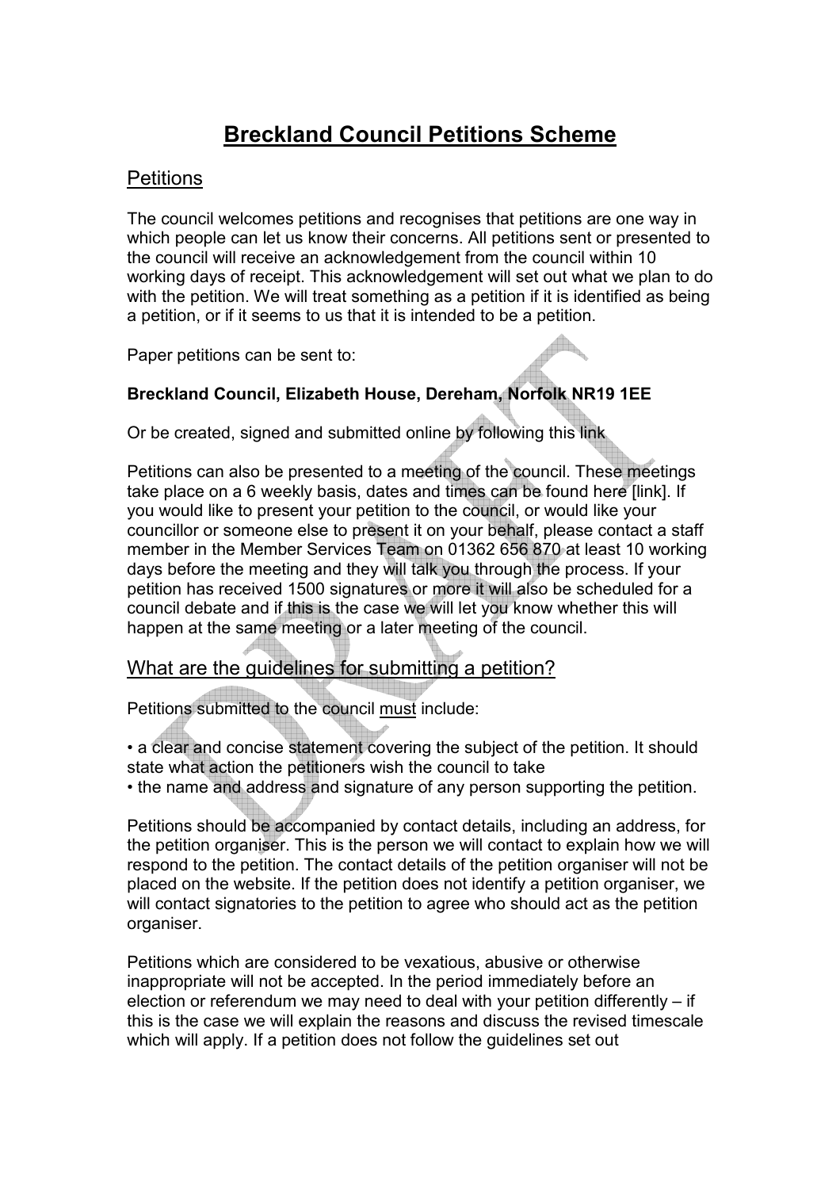# Breckland Council Petitions Scheme

## Petitions

The council welcomes petitions and recognises that petitions are one way in which people can let us know their concerns. All petitions sent or presented to the council will receive an acknowledgement from the council within 10 working days of receipt. This acknowledgement will set out what we plan to do with the petition. We will treat something as a petition if it is identified as being a petition, or if it seems to us that it is intended to be a petition.

Paper petitions can be sent to:

**Breckland Council, Elizabeth House, Dereham, Norfolk NR19 1EE**

Or be created, signed and submitted online by following this link

Petitions can also be presented to a meeting of the council. These meetings take place on a 6 weekly basis, dates and times can be found here [link]. If you would like to present your petition to the council, or would like your councillor or someone else to present it on your behalf, please contact a staff member in the Member Services Team on 01362 656 870 at least 10 working days before the meeting and they will talk you through the process. If your petition has received 1500 signatures or more it will also be scheduled for a council debate and if this is the case we will let you know whether this will happen at the same meeting or a later meeting of the council.

## What are the guidelines for submitting a petition?

Petitions submitted to the council must include:

- a clear and concise statement covering the subject of the petition. It should state what action the petitioners wish the council to take
- the name and address and signature of any person supporting the petition.

Petitions should be accompanied by contact details, including an address, for the petition organiser. This is the person we will contact to explain how we will respond to the petition. The contact details of the petition organiser will not be placed on the website. If the petition does not identify a petition organiser, we will contact signatories to the petition to agree who should act as the petition organiser.

Petitions which are considered to be vexatious, abusive or otherwise inappropriate will not be accepted. In the period immediately before an election or referendum we may need to deal with your petition differently – if this is the case we will explain the reasons and discuss the revised timescale which will apply. If a petition does not follow the guidelines set out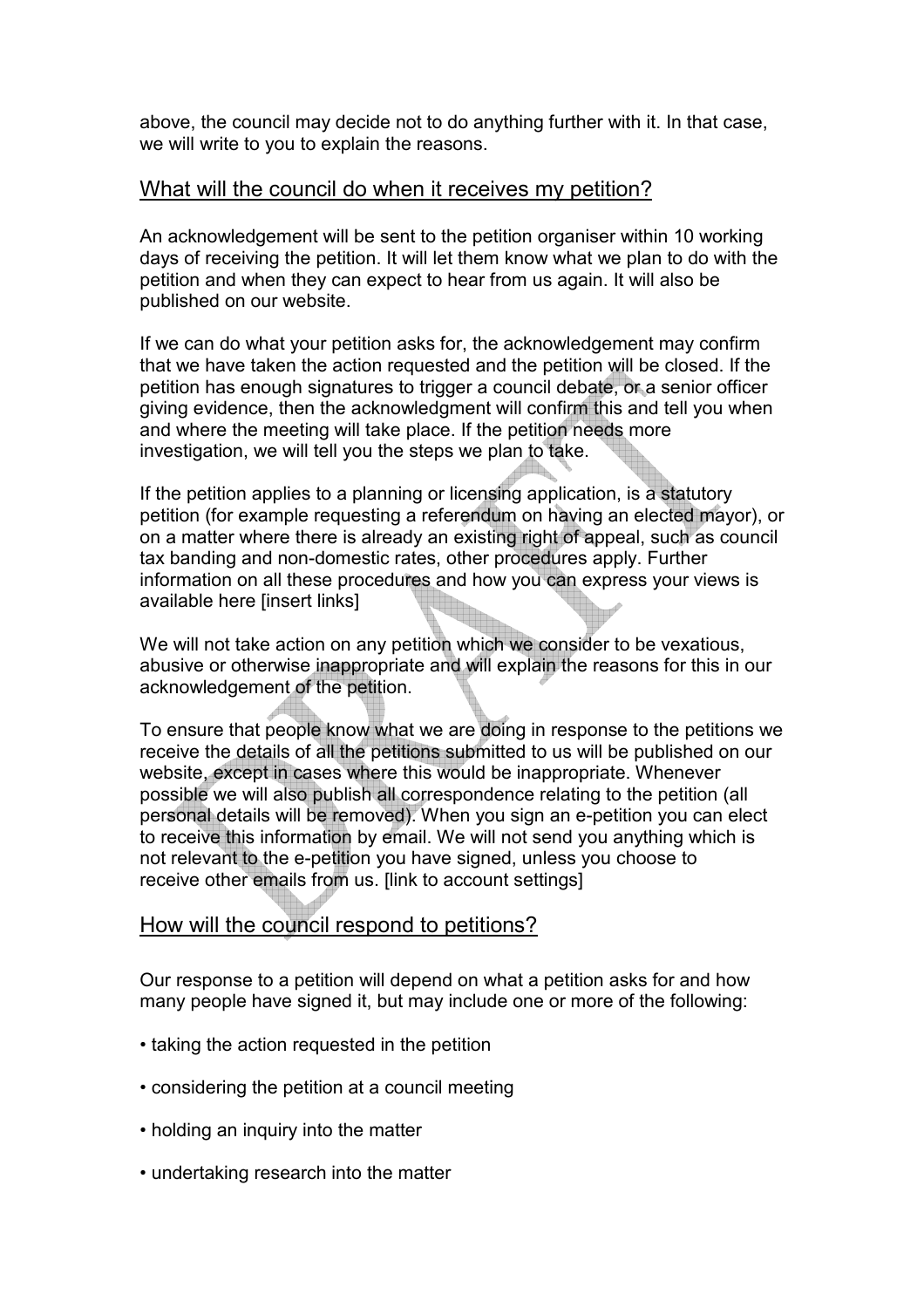above, the council may decide not to do anything further with it. In that case, we will write to you to explain the reasons.

## What will the council do when it receives my petition?

An acknowledgement will be sent to the petition organiser within 10 working days of receiving the petition. It will let them know what we plan to do with the petition and when they can expect to hear from us again. It will also be published on our website.

If we can do what your petition asks for, the acknowledgement may confirm that we have taken the action requested and the petition will be closed. If the petition has enough signatures to trigger a council debate, or a senior officer giving evidence, then the acknowledgment will confirm this and tell you when and where the meeting will take place. If the petition needs more investigation, we will tell you the steps we plan to take.

If the petition applies to a planning or licensing application, is a statutory petition (for example requesting a referendum on having an elected mayor), or on a matter where there is already an existing right of appeal, such as council tax banding and non-domestic rates, other procedures apply. Further information on all these procedures and how you can express your views is available here [insert links]

We will not take action on any petition which we consider to be vexatious, abusive or otherwise inappropriate and will explain the reasons for this in our acknowledgement of the petition.

To ensure that people know what we are doing in response to the petitions we receive the details of all the petitions submitted to us will be published on our website, except in cases where this would be inappropriate. Whenever possible we will also publish all correspondence relating to the petition (all personal details will be removed). When you sign an e-petition you can elect to receive this information by email. We will not send you anything which is not relevant to the e-petition you have signed, unless you choose to receive other emails from us. [link to account settings]

## How will the council respond to petitions?

Our response to a petition will depend on what a petition asks for and how many people have signed it, but may include one or more of the following:

- taking the action requested in the petition
- considering the petition at a council meeting
- holding an inquiry into the matter
- undertaking research into the matter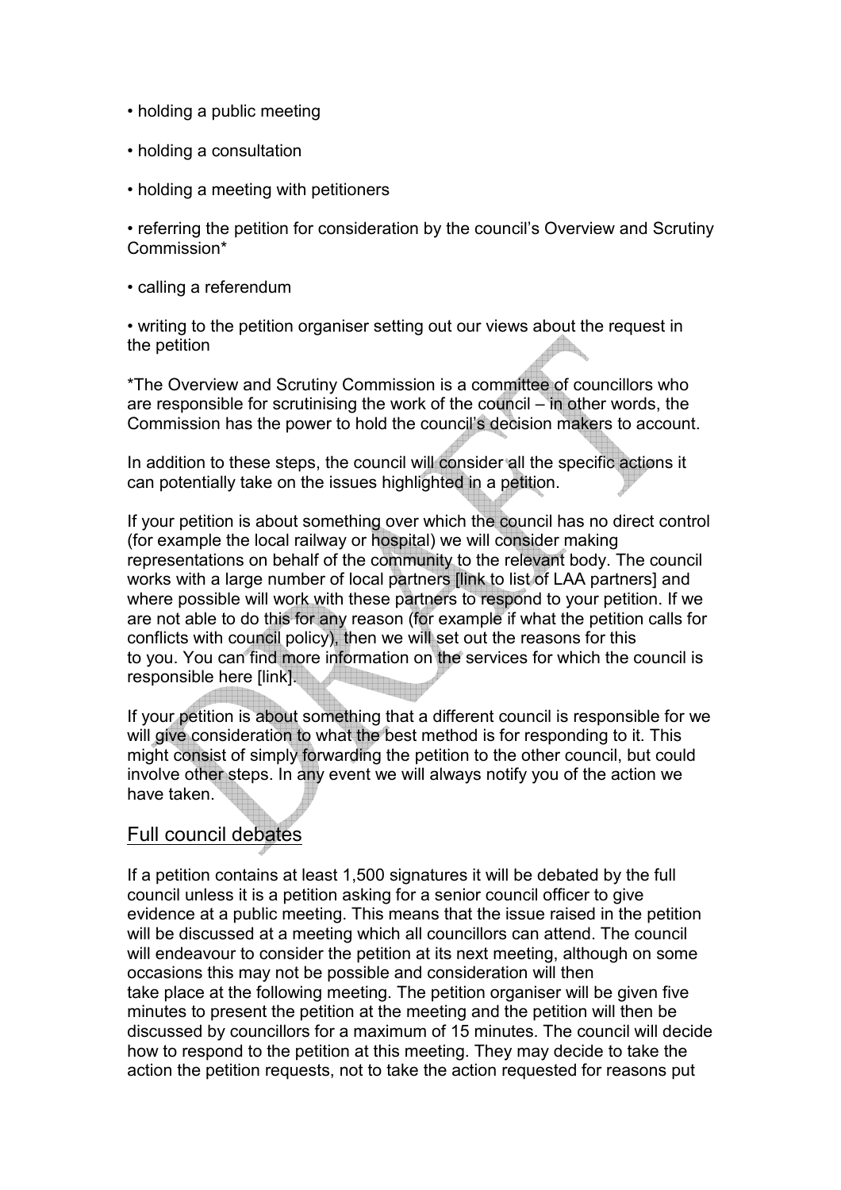- holding a public meeting
- holding a consultation
- holding a meeting with petitioners
- referring the petition for consideration by the council's Overview and Scrutiny Commission*
- calling a referendum
- writing to the petition organiser setting out our views about the request in the petition

*The Overview and Scrutiny Commission is a committee of councillors who are responsible for scrutinising the work of the council – in other words, the Commission has the power to hold the council's decision makers to account.

In addition to these steps, the council will consider all the specific actions it can potentially take on the issues highlighted in a petition.

If your petition is about something over which the council has no direct control (for example the local railway or hospital) we will consider making representations on behalf of the community to the relevant body. The council works with a large number of local partners [link to list of LAA partners] and where possible will work with these partners to respond to your petition. If we are not able to do this for any reason (for example if what the petition calls for conflicts with council policy), then we will set out the reasons for this to you. You can find more information on the services for which the council is responsible here [link].

If your petition is about something that a different council is responsible for we will give consideration to what the best method is for responding to it. This might consist of simply forwarding the petition to the other council, but could involve other steps. In any event we will always notify you of the action we have taken.

## Full council debates

If a petition contains at least 1,500 signatures it will be debated by the full council unless it is a petition asking for a senior council officer to give evidence at a public meeting. This means that the issue raised in the petition will be discussed at a meeting which all councillors can attend. The council will endeavour to consider the petition at its next meeting, although on some occasions this may not be possible and consideration will then take place at the following meeting. The petition organiser will be given five minutes to present the petition at the meeting and the petition will then be discussed by councillors for a maximum of 15 minutes. The council will decide how to respond to the petition at this meeting. They may decide to take the action the petition requests, not to take the action requested for reasons put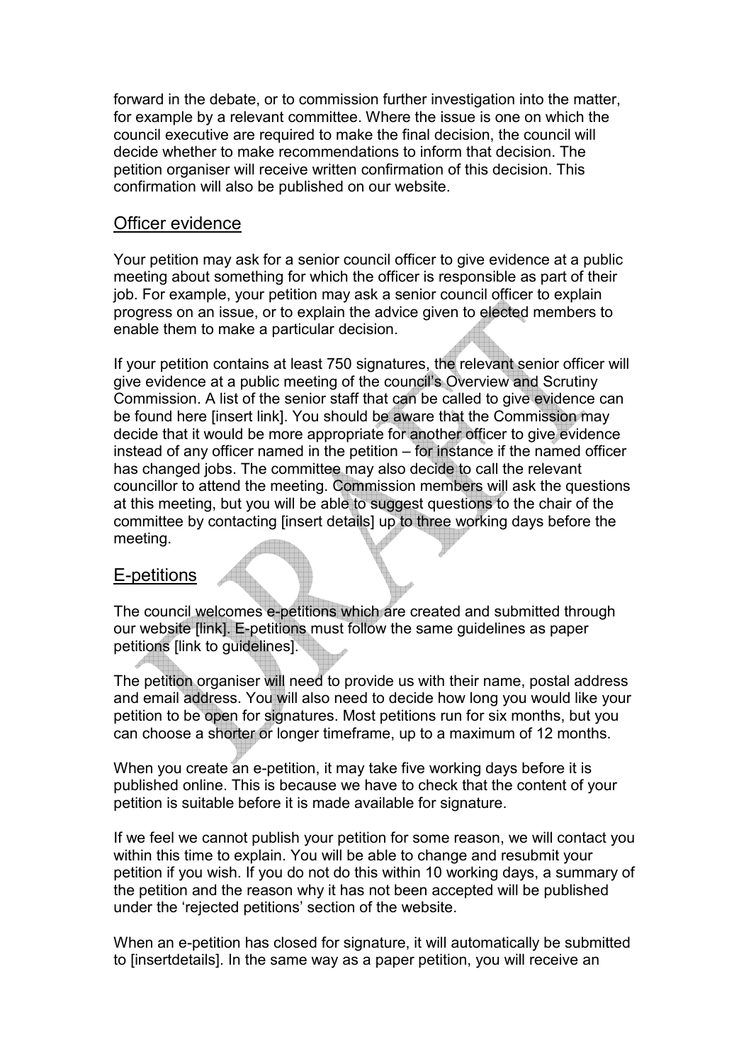forward in the debate, or to commission further investigation into the matter, for example by a relevant committee. Where the issue is one on which the council executive are required to make the final decision, the council will decide whether to make recommendations to inform that decision. The petition organiser will receive written confirmation of this decision. This confirmation will also be published on our website.

## Officer evidence

Your petition may ask for a senior council officer to give evidence at a public meeting about something for which the officer is responsible as part of their job. For example, your petition may ask a senior council officer to explain progress on an issue, or to explain the advice given to elected members to enable them to make a particular decision.

If your petition contains at least 750 signatures, the relevant senior officer will give evidence at a public meeting of the council's Overview and Scrutiny Commission. A list of the senior staff that can be called to give evidence can be found here [insert link]. You should be aware that the Commission may decide that it would be more appropriate for another officer to give evidence instead of any officer named in the petition – for instance if the named officer has changed jobs. The committee may also decide to call the relevant councillor to attend the meeting. Commission members will ask the questions at this meeting, but you will be able to suggest questions to the chair of the committee by contacting [insert details] up to three working days before the meeting.

## E-petitions

The council welcomes e-petitions which are created and submitted through our website [link]. E-petitions must follow the same guidelines as paper petitions [link to guidelines].

The petition organiser will need to provide us with their name, postal address and email address. You will also need to decide how long you would like your petition to be open for signatures. Most petitions run for six months, but you can choose a shorter or longer timeframe, up to a maximum of 12 months.

When you create an e-petition, it may take five working days before it is published online. This is because we have to check that the content of your petition is suitable before it is made available for signature.

If we feel we cannot publish your petition for some reason, we will contact you within this time to explain. You will be able to change and resubmit your petition if you wish. If you do not do this within 10 working days, a summary of the petition and the reason why it has not been accepted will be published under the 'rejected petitions' section of the website.

When an e-petition has closed for signature, it will automatically be submitted to [insertdetails]. In the same way as a paper petition, you will receive an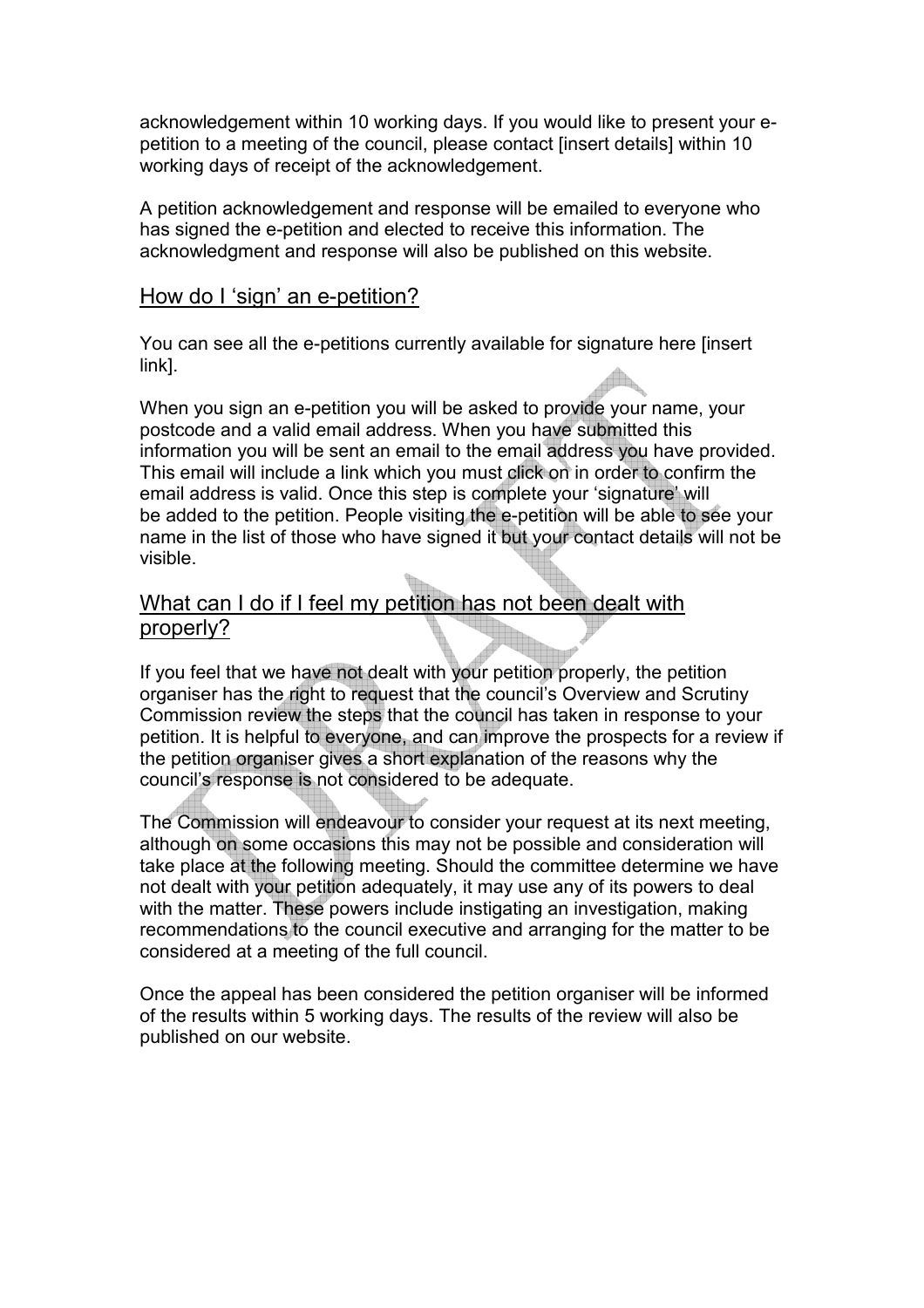acknowledgement within 10 working days. If you would like to present your e-petition to a meeting of the council, please contact [insert details] within 10 working days of receipt of the acknowledgement.

A petition acknowledgement and response will be emailed to everyone who has signed the e-petition and elected to receive this information. The acknowledgment and response will also be published on this website.

## How do I 'sign' an e-petition?

You can see all the e-petitions currently available for signature here [insert link].

When you sign an e-petition you will be asked to provide your name, your postcode and a valid email address. When you have submitted this information you will be sent an email to the email address you have provided. This email will include a link which you must click on in order to confirm the email address is valid. Once this step is complete your 'signature' will be added to the petition. People visiting the e-petition will be able to see your name in the list of those who have signed it but your contact details will not be visible.

## What can I do if I feel my petition has not been dealt with properly?

If you feel that we have not dealt with your petition properly, the petition organiser has the right to request that the council's Overview and Scrutiny Commission review the steps that the council has taken in response to your petition. It is helpful to everyone, and can improve the prospects for a review if the petition organiser gives a short explanation of the reasons why the council's response is not considered to be adequate.

The Commission will endeavour to consider your request at its next meeting, although on some occasions this may not be possible and consideration will take place at the following meeting. Should the committee determine we have not dealt with your petition adequately, it may use any of its powers to deal with the matter. These powers include instigating an investigation, making recommendations to the council executive and arranging for the matter to be considered at a meeting of the full council.

Once the appeal has been considered the petition organiser will be informed of the results within 5 working days. The results of the review will also be published on our website.